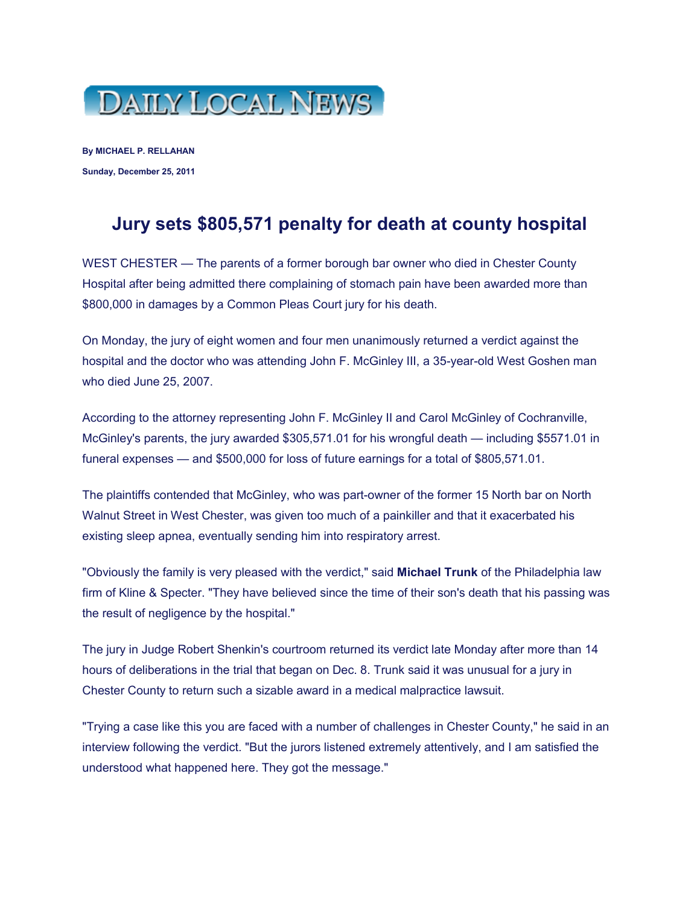**DAILY LOCAL NEWS**

**By MICHAEL P. RELLAHAN**

**Sunday, December 25, 2011**

# Jury sets $805,571 penalty for death at county hospital

WEST CHESTER — The parents of a former borough bar owner who died in Chester County Hospital after being admitted there complaining of stomach pain have been awarded more than $800,000 in damages by a Common Pleas Court jury for his death.

On Monday, the jury of eight women and four men unanimously returned a verdict against the hospital and the doctor who was attending John F. McGinley III, a 35-year-old West Goshen man who died June 25, 2007.

According to the attorney representing John F. McGinley II and Carol McGinley of Cochranville, McGinley's parents, the jury awarded $305,571.01 for his wrongful death — including $5571.01 in funeral expenses — and $500,000 for loss of future earnings for a total of $805,571.01.

The plaintiffs contended that McGinley, who was part-owner of the former 15 North bar on North Walnut Street in West Chester, was given too much of a painkiller and that it exacerbated his existing sleep apnea, eventually sending him into respiratory arrest.

"Obviously the family is very pleased with the verdict," said **Michael Trunk** of the Philadelphia law firm of Kline & Specter. "They have believed since the time of their son's death that his passing was the result of negligence by the hospital."

The jury in Judge Robert Shenkin's courtroom returned its verdict late Monday after more than 14 hours of deliberations in the trial that began on Dec. 8. Trunk said it was unusual for a jury in Chester County to return such a sizable award in a medical malpractice lawsuit.

"Trying a case like this you are faced with a number of challenges in Chester County," he said in an interview following the verdict. "But the jurors listened extremely attentively, and I am satisfied the understood what happened here. They got the message."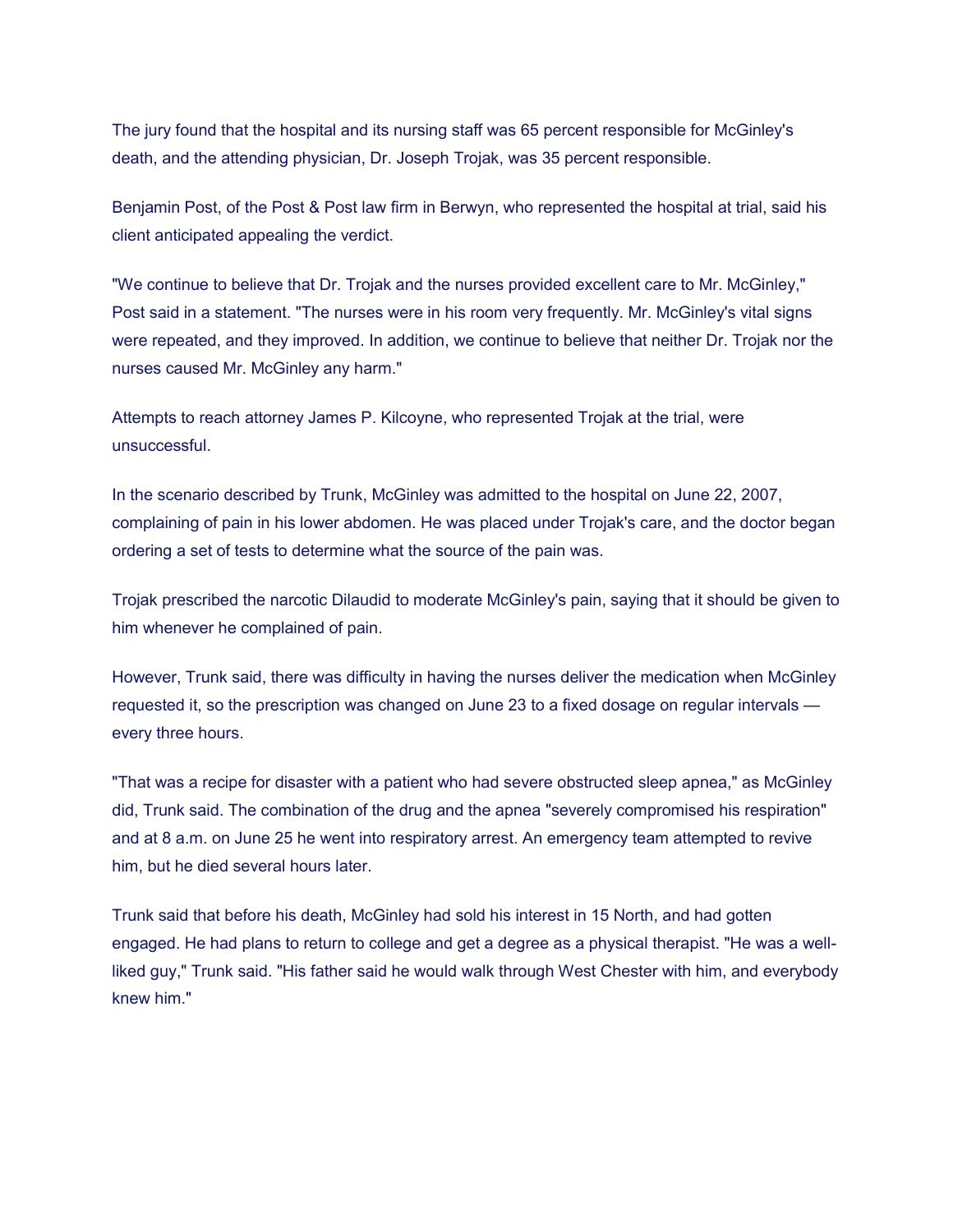The jury found that the hospital and its nursing staff was 65 percent responsible for McGinley's death, and the attending physician, Dr. Joseph Trojak, was 35 percent responsible.

Benjamin Post, of the Post & Post law firm in Berwyn, who represented the hospital at trial, said his client anticipated appealing the verdict.

"We continue to believe that Dr. Trojak and the nurses provided excellent care to Mr. McGinley," Post said in a statement. "The nurses were in his room very frequently. Mr. McGinley's vital signs were repeated, and they improved. In addition, we continue to believe that neither Dr. Trojak nor the nurses caused Mr. McGinley any harm."

Attempts to reach attorney James P. Kilcoyne, who represented Trojak at the trial, were unsuccessful.

In the scenario described by Trunk, McGinley was admitted to the hospital on June 22, 2007, complaining of pain in his lower abdomen. He was placed under Trojak's care, and the doctor began ordering a set of tests to determine what the source of the pain was.

Trojak prescribed the narcotic Dilaudid to moderate McGinley's pain, saying that it should be given to him whenever he complained of pain.

However, Trunk said, there was difficulty in having the nurses deliver the medication when McGinley requested it, so the prescription was changed on June 23 to a fixed dosage on regular intervals — every three hours.

"That was a recipe for disaster with a patient who had severe obstructed sleep apnea," as McGinley did, Trunk said. The combination of the drug and the apnea "severely compromised his respiration" and at 8 a.m. on June 25 he went into respiratory arrest. An emergency team attempted to revive him, but he died several hours later.

Trunk said that before his death, McGinley had sold his interest in 15 North, and had gotten engaged. He had plans to return to college and get a degree as a physical therapist. "He was a well-liked guy," Trunk said. "His father said he would walk through West Chester with him, and everybody knew him."